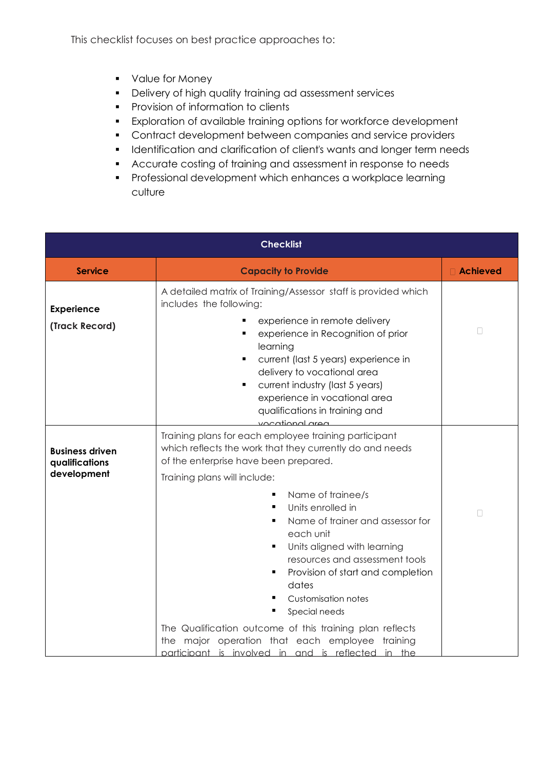This checklist focuses on best practice approaches to:

- Value for Money
- Delivery of high quality training ad assessment services
- Provision of information to clients
- Exploration of available training options for workforce development
- Contract development between companies and service providers
- Identification and clarification of client's wants and longer term needs
- Accurate costing of training and assessment in response to needs
- Professional development which enhances a workplace learning culture

| Checklist | | |
|---|---|---|
| **Service** | **Capacity to Provide** | ☐ **Achieved** |
| **Experience**<br><br>**(Track Record)** | A detailed matrix of Training/Assessor staff is provided which includes the following:<br>▪ experience in remote delivery<br>▪ experience in Recognition of prior learning<br>▪ current (last 5 years) experience in delivery to vocational area<br>▪ current industry (last 5 years) experience in vocational area qualifications in training and vocational area | ☐ |
| **Business driven qualifications development** | Training plans for each employee training participant which reflects the work that they currently do and needs of the enterprise have been prepared.<br>Training plans will include:<br>▪ Name of trainee/s<br>▪ Units enrolled in<br>▪ Name of trainer and assessor for each unit<br>▪ Units aligned with learning resources and assessment tools<br>▪ Provision of start and completion dates<br>▪ Customisation notes<br>▪ Special needs<br>The Qualification outcome of this training plan reflects the major operation that each employee training participant is involved in and is reflected in the | ☐ |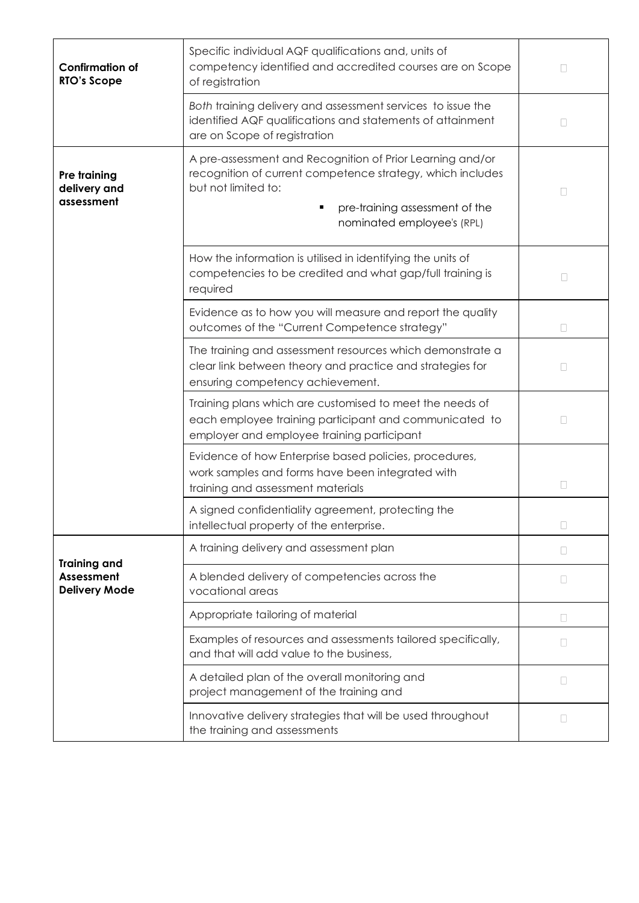| | | |
|---|---|---|
| **Confirmation of RTO's Scope** | Specific individual AQF qualifications and, units of competency identified and accredited courses are on Scope of registration | ☐ |
| | *Both* training delivery and assessment services to issue the identified AQF qualifications and statements of attainment are on Scope of registration | ☐ |
| **Pre training delivery and assessment** | A pre-assessment and Recognition of Prior Learning and/or recognition of current competence strategy, which includes but not limited to:<br>▪ pre-training assessment of the nominated employee's (RPL) | ☐ |
| | How the information is utilised in identifying the units of competencies to be credited and what gap/full training is required | ☐ |
| | Evidence as to how you will measure and report the quality outcomes of the "Current Competence strategy" | ☐ |
| | The training and assessment resources which demonstrate a clear link between theory and practice and strategies for ensuring competency achievement. | ☐ |
| | Training plans which are customised to meet the needs of each employee training participant and communicated to employer and employee training participant | ☐ |
| | Evidence of how Enterprise based policies, procedures, work samples and forms have been integrated with training and assessment materials | ☐ |
| | A signed confidentiality agreement, protecting the intellectual property of the enterprise. | ☐ |
| **Training and Assessment Delivery Mode** | A training delivery and assessment plan | ☐ |
| | A blended delivery of competencies across the vocational areas | ☐ |
| | Appropriate tailoring of material | ☐ |
| | Examples of resources and assessments tailored specifically, and that will add value to the business, | ☐ |
| | A detailed plan of the overall monitoring and project management of the training and | ☐ |
| | Innovative delivery strategies that will be used throughout the training and assessments | ☐ |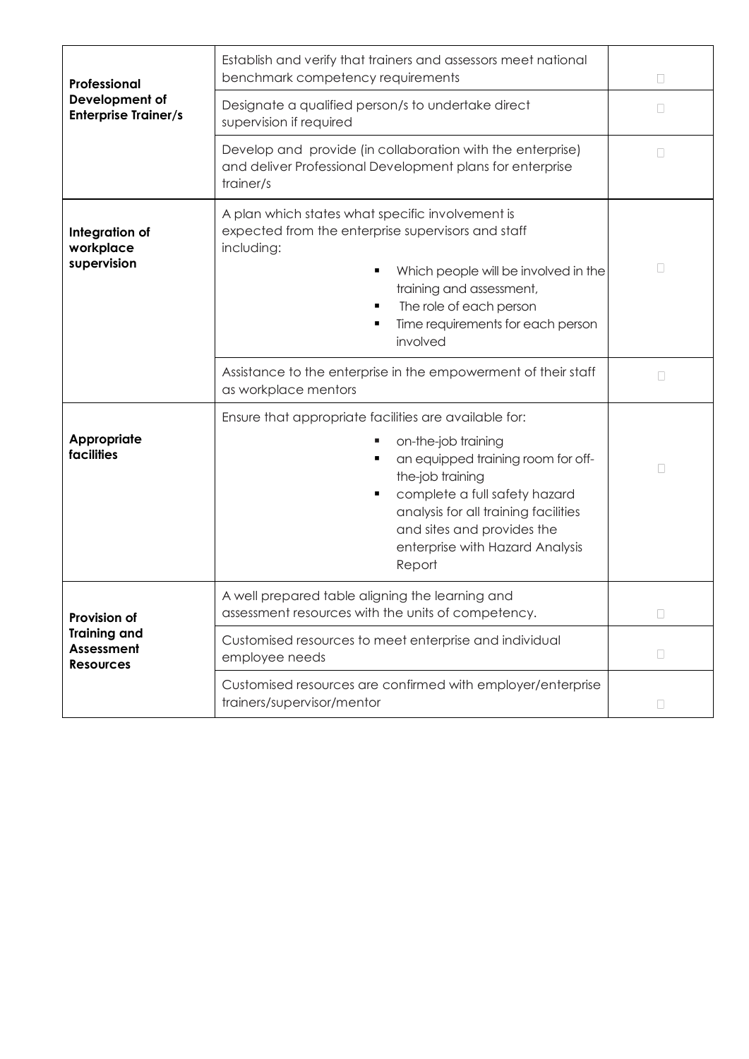| | | |
|---|---|---|
| **Professional Development of Enterprise Trainer/s** | Establish and verify that trainers and assessors meet national benchmark competency requirements | ☐ |
| | Designate a qualified person/s to undertake direct supervision if required | ☐ |
| | Develop and provide (in collaboration with the enterprise) and deliver Professional Development plans for enterprise trainer/s | ☐ |
| **Integration of workplace supervision** | A plan which states what specific involvement is expected from the enterprise supervisors and staff including:<br>▪ Which people will be involved in the training and assessment,<br>▪ The role of each person<br>▪ Time requirements for each person involved | ☐ |
| | Assistance to the enterprise in the empowerment of their staff as workplace mentors | ☐ |
| **Appropriate facilities** | Ensure that appropriate facilities are available for:<br>▪ on-the-job training<br>▪ an equipped training room for off-the-job training<br>▪ complete a full safety hazard analysis for all training facilities and sites and provides the enterprise with Hazard Analysis Report | ☐ |
| **Provision of Training and Assessment Resources** | A well prepared table aligning the learning and assessment resources with the units of competency. | ☐ |
| | Customised resources to meet enterprise and individual employee needs | ☐ |
| | Customised resources are confirmed with employer/enterprise trainers/supervisor/mentor | ☐ |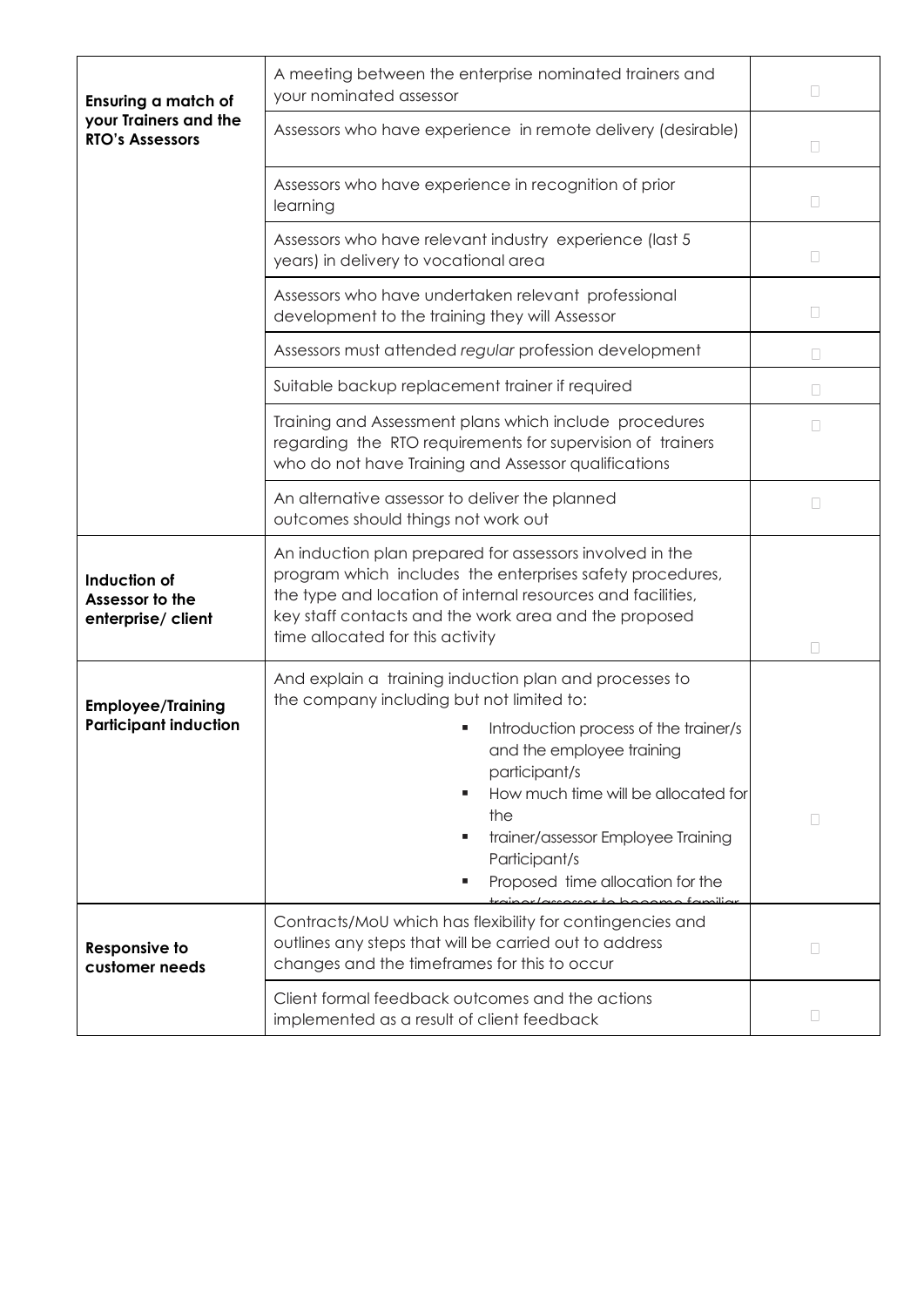| | | |
|---|---|---|
| **Ensuring a match of your Trainers and the RTO's Assessors** | A meeting between the enterprise nominated trainers and your nominated assessor | ☐ |
| | Assessors who have experience in remote delivery (desirable) | ☐ |
| | Assessors who have experience in recognition of prior learning | ☐ |
| | Assessors who have relevant industry experience (last 5 years) in delivery to vocational area | ☐ |
| | Assessors who have undertaken relevant professional development to the training they will Assessor | ☐ |
| | Assessors must attended *regular* profession development | ☐ |
| | Suitable backup replacement trainer if required | ☐ |
| | Training and Assessment plans which include procedures regarding the RTO requirements for supervision of trainers who do not have Training and Assessor qualifications | ☐ |
| | An alternative assessor to deliver the planned outcomes should things not work out | ☐ |
| **Induction of Assessor to the enterprise/ client** | An induction plan prepared for assessors involved in the program which includes the enterprises safety procedures, the type and location of internal resources and facilities, key staff contacts and the work area and the proposed time allocated for this activity | ☐ |
| **Employee/Training Participant induction** | And explain a training induction plan and processes to the company including but not limited to:<br>▪ Introduction process of the trainer/s and the employee training participant/s<br>▪ How much time will be allocated for the<br>▪ trainer/assessor Employee Training Participant/s<br>▪ Proposed time allocation for the trainer/assessor to become familiar | ☐ |
| **Responsive to customer needs** | Contracts/MoU which has flexibility for contingencies and outlines any steps that will be carried out to address changes and the timeframes for this to occur | ☐ |
| | Client formal feedback outcomes and the actions implemented as a result of client feedback | ☐ |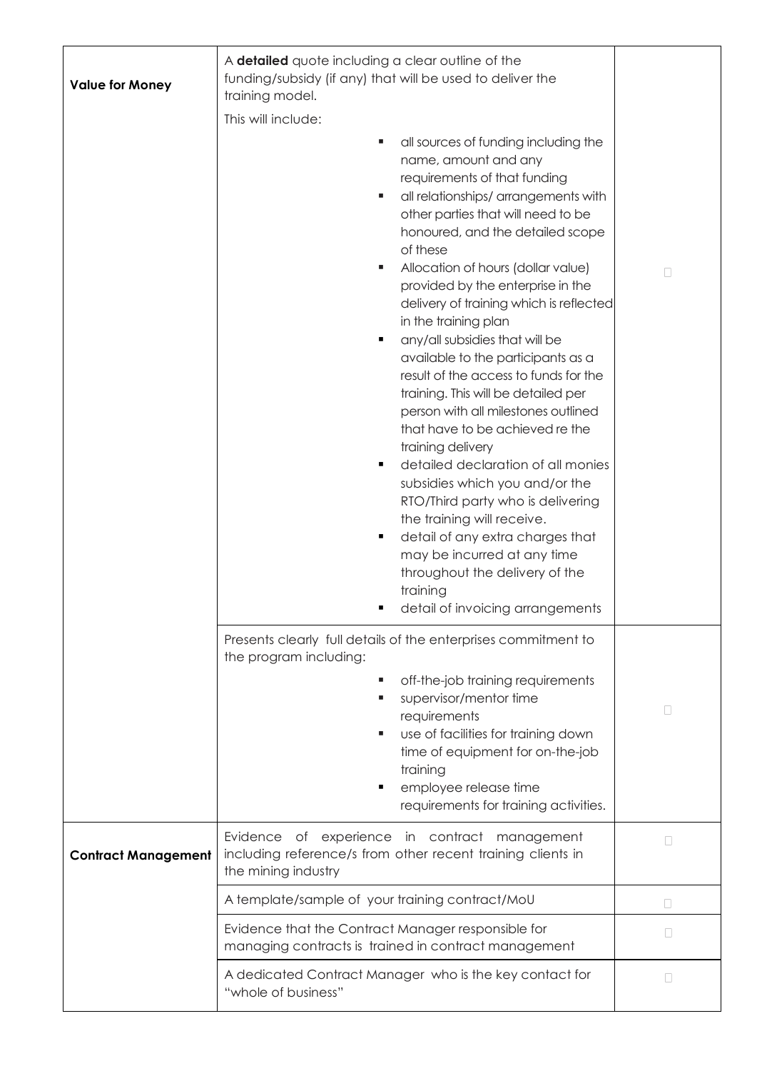| | | |
|---|---|---|
| **Value for Money** | A **detailed** quote including a clear outline of the funding/subsidy (if any) that will be used to deliver the training model.<br><br>This will include:<br><br>- all sources of funding including the name, amount and any requirements of that funding<br>- all relationships/ arrangements with other parties that will need to be honoured, and the detailed scope of these<br>- Allocation of hours (dollar value) provided by the enterprise in the delivery of training which is reflected in the training plan<br>- any/all subsidies that will be available to the participants as a result of the access to funds for the training. This will be detailed per person with all milestones outlined that have to be achieved re the training delivery<br>- detailed declaration of all monies subsidies which you and/or the RTO/Third party who is delivering the training will receive.<br>- detail of any extra charges that may be incurred at any time throughout the delivery of the training<br>- detail of invoicing arrangements | ☐ |
| | Presents clearly full details of the enterprises commitment to the program including:<br><br>- off-the-job training requirements<br>- supervisor/mentor time requirements<br>- use of facilities for training down time of equipment for on-the-job training<br>- employee release time requirements for training activities. | ☐ |
| **Contract Management** | Evidence of experience in contract management including reference/s from other recent training clients in the mining industry | ☐ |
| | A template/sample of your training contract/MoU | ☐ |
| | Evidence that the Contract Manager responsible for managing contracts is trained in contract management | ☐ |
| | A dedicated Contract Manager who is the key contact for "whole of business" | ☐ |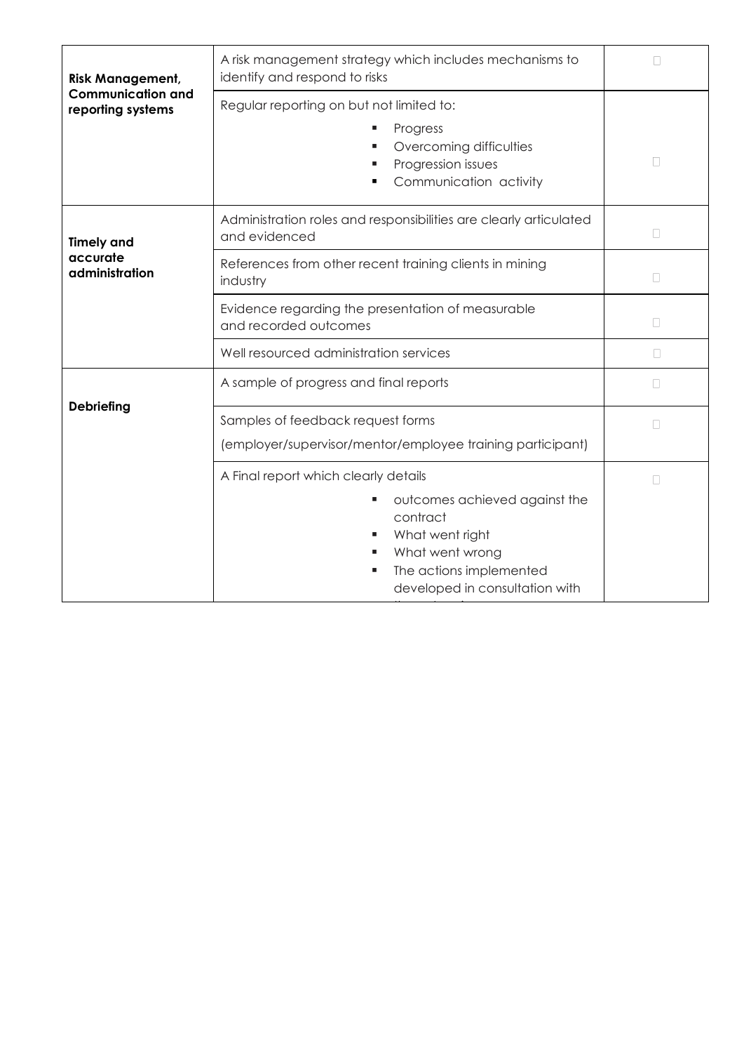| | | |
|---|---|---|
| **Risk Management, Communication and reporting systems** | A risk management strategy which includes mechanisms to identify and respond to risks | ☐ |
| | Regular reporting on but not limited to:<br>▪ Progress<br>▪ Overcoming difficulties<br>▪ Progression issues<br>▪ Communication activity | ☐ |
| **Timely and accurate administration** | Administration roles and responsibilities are clearly articulated and evidenced | ☐ |
| | References from other recent training clients in mining industry | ☐ |
| | Evidence regarding the presentation of measurable and recorded outcomes | ☐ |
| | Well resourced administration services | ☐ |
| **Debriefing** | A sample of progress and final reports | ☐ |
| | Samples of feedback request forms<br>(employer/supervisor/mentor/employee training participant) | ☐ |
| | A Final report which clearly details<br>▪ outcomes achieved against the contract<br>▪ What went right<br>▪ What went wrong<br>▪ The actions implemented developed in consultation with | ☐ |